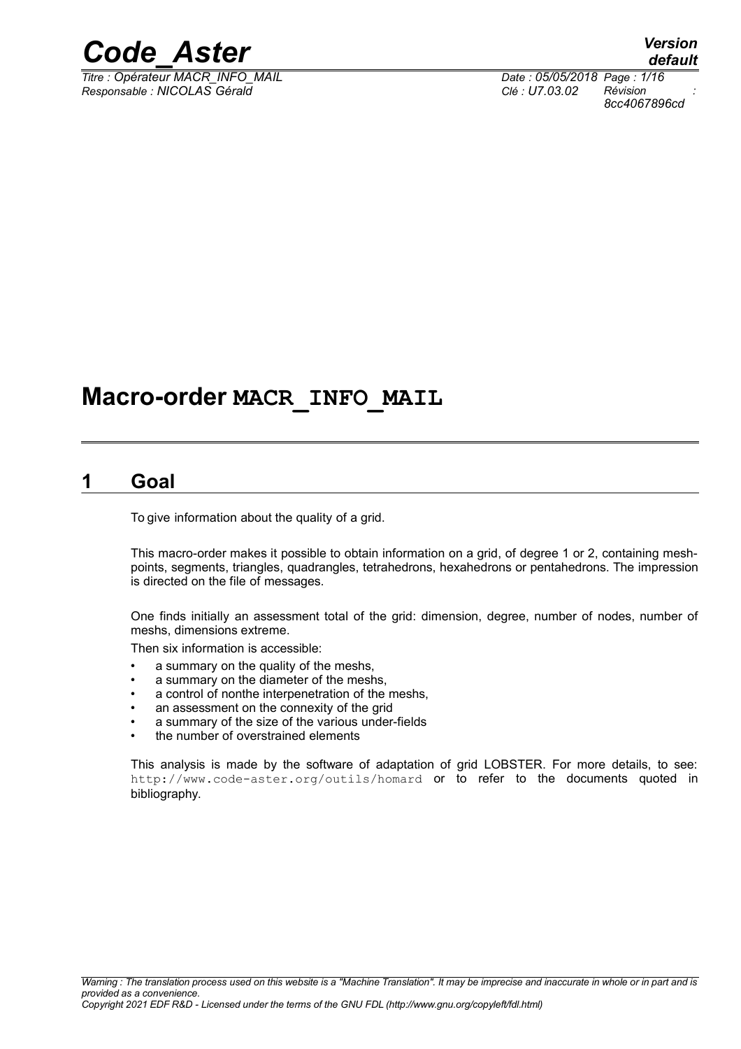# Macro-order MACR_INFO_MAIL

## 1 Goal

To give information about the quality of a grid.

This macro-order makes it possible to obtain information on a grid, of degree 1 or 2, containing mesh-points, segments, triangles, quadrangles, tetrahedrons, hexahedrons or pentahedrons. The impression is directed on the file of messages.

One finds initially an assessment total of the grid: dimension, degree, number of nodes, number of meshs, dimensions extreme.

Then six information is accessible:

- a summary on the quality of the meshs,
- a summary on the diameter of the meshs,
- a control of nonthe interpenetration of the meshs,
- an assessment on the connexity of the grid
- a summary of the size of the various under-fields
- the number of overstrained elements

This analysis is made by the software of adaptation of grid LOBSTER. For more details, to see: `http://www.code-aster.org/outils/homard` or to refer to the documents quoted in bibliography.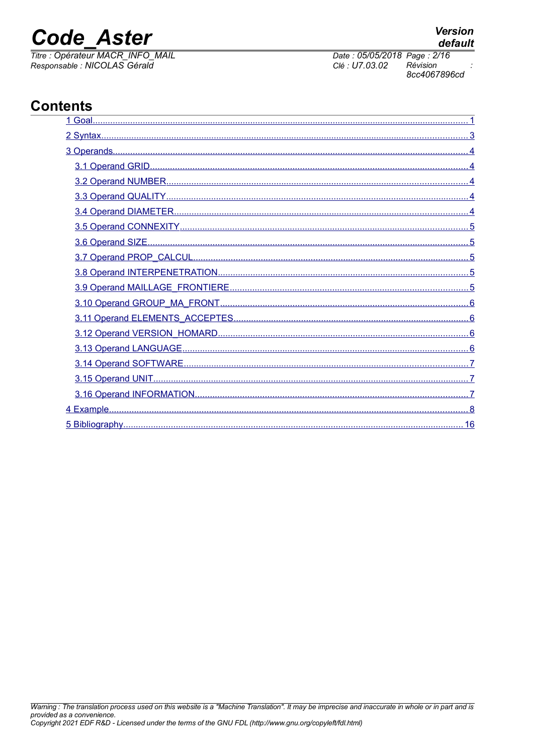# Contents

- 1 Goal......1
- 2 Syntax......3
- 3 Operands......4
  - 3.1 Operand GRID......4
  - 3.2 Operand NUMBER......4
  - 3.3 Operand QUALITY......4
  - 3.4 Operand DIAMETER......4
  - 3.5 Operand CONNEXITY......5
  - 3.6 Operand SIZE......5
  - 3.7 Operand PROP_CALCUL......5
  - 3.8 Operand INTERPENETRATION......5
  - 3.9 Operand MAILLAGE_FRONTIERE......5
  - 3.10 Operand GROUP_MA_FRONT......6
  - 3.11 Operand ELEMENTS_ACCEPTES......6
  - 3.12 Operand VERSION_HOMARD......6
  - 3.13 Operand LANGUAGE......6
  - 3.14 Operand SOFTWARE......7
  - 3.15 Operand UNIT......7
  - 3.16 Operand INFORMATION......7
- 4 Example......8
- 5 Bibliography......16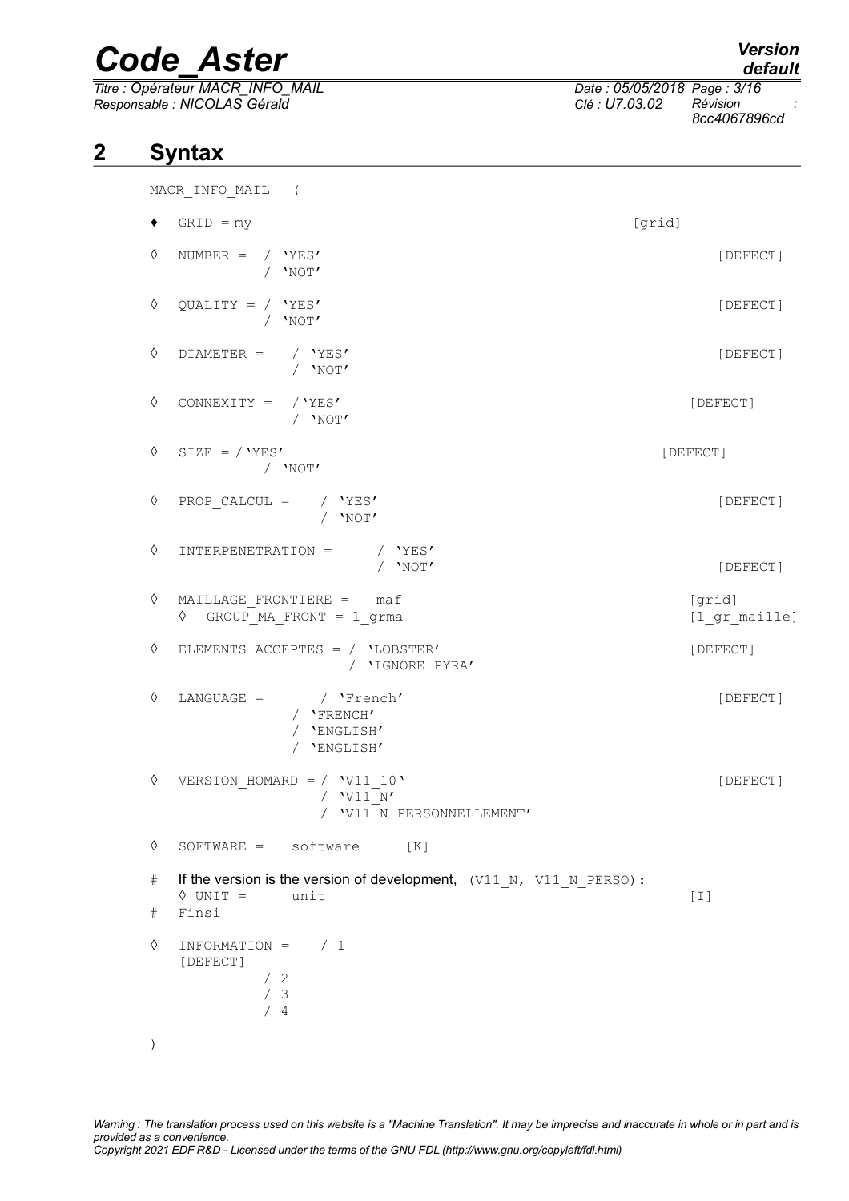## 2 Syntax

```
MACR_INFO_MAIL   (

♦  GRID = my                                                      [grid]

◊  NUMBER =  / 'YES'                                              [DEFECT]
             / 'NOT'

◊  QUALITY = / 'YES'                                              [DEFECT]
             / 'NOT'

◊  DIAMETER =    / 'YES'                                          [DEFECT]
                 / 'NOT'

◊  CONNEXITY =  /'YES'                                            [DEFECT]
                / 'NOT'

◊  SIZE = /'YES'                                                  [DEFECT]
          / 'NOT'

◊  PROP_CALCUL =    / 'YES'                                       [DEFECT]
                    / 'NOT'

◊  INTERPENETRATION =      / 'YES'
                           / 'NOT'                                [DEFECT]

◊  MAILLAGE_FRONTIERE =   maf                                     [grid]
   ◊  GROUP_MA_FRONT = l_grma                                     [l_gr_maille]

◊  ELEMENTS_ACCEPTES = / 'LOBSTER'                                [DEFECT]
                       / 'IGNORE_PYRA'

◊  LANGUAGE =       / 'French'                                    [DEFECT]
                / 'FRENCH'
                / 'ENGLISH'
                / 'ENGLISH'

◊  VERSION_HOMARD = / 'V11_10'                                    [DEFECT]
                    / 'V11_N'
                    / 'V11_N_PERSONNELLEMENT'

◊  SOFTWARE =   software     [K]

#  If the version is the version of development, (V11_N, V11_N_PERSO):
   ◊ UNIT =      unit                                             [I]
#  Finsi

◊  INFORMATION =   / 1
   [DEFECT]
             / 2
             / 3
             / 4

)
```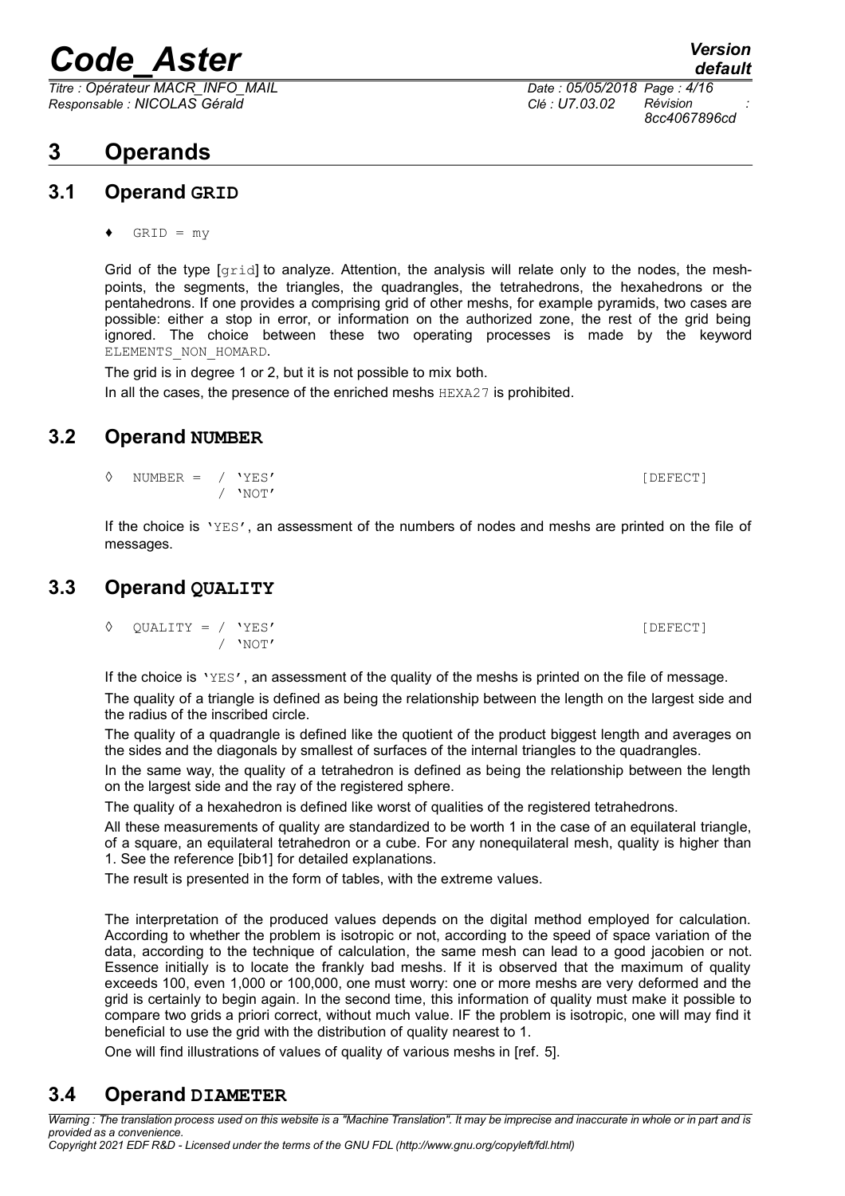# 3 Operands

## 3.1 Operand GRID

♦ GRID = my

Grid of the type [grid] to analyze. Attention, the analysis will relate only to the nodes, the mesh-points, the segments, the triangles, the quadrangles, the tetrahedrons, the hexahedrons or the pentahedrons. If one provides a comprising grid of other meshs, for example pyramids, two cases are possible: either a stop in error, or information on the authorized zone, the rest of the grid being ignored. The choice between these two operating processes is made by the keyword ELEMENTS_NON_HOMARD.

The grid is in degree 1 or 2, but it is not possible to mix both.

In all the cases, the presence of the enriched meshs HEXA27 is prohibited.

## 3.2 Operand NUMBER

```
◊  NUMBER =  / 'YES'                                          [DEFECT]
             / 'NOT'
```

If the choice is 'YES', an assessment of the numbers of nodes and meshs are printed on the file of messages.

## 3.3 Operand QUALITY

```
◊  QUALITY = / 'YES'                                          [DEFECT]
             / 'NOT'
```

If the choice is 'YES', an assessment of the quality of the meshs is printed on the file of message.

The quality of a triangle is defined as being the relationship between the length on the largest side and the radius of the inscribed circle.

The quality of a quadrangle is defined like the quotient of the product biggest length and averages on the sides and the diagonals by smallest of surfaces of the internal triangles to the quadrangles.

In the same way, the quality of a tetrahedron is defined as being the relationship between the length on the largest side and the ray of the registered sphere.

The quality of a hexahedron is defined like worst of qualities of the registered tetrahedrons.

All these measurements of quality are standardized to be worth 1 in the case of an equilateral triangle, of a square, an equilateral tetrahedron or a cube. For any nonequilateral mesh, quality is higher than 1. See the reference [bib1] for detailed explanations.

The result is presented in the form of tables, with the extreme values.

The interpretation of the produced values depends on the digital method employed for calculation. According to whether the problem is isotropic or not, according to the speed of space variation of the data, according to the technique of calculation, the same mesh can lead to a good jacobien or not. Essence initially is to locate the frankly bad meshs. If it is observed that the maximum of quality exceeds 100, even 1,000 or 100,000, one must worry: one or more meshs are very deformed and the grid is certainly to begin again. In the second time, this information of quality must make it possible to compare two grids a priori correct, without much value. IF the problem is isotropic, one will may find it beneficial to use the grid with the distribution of quality nearest to 1.

One will find illustrations of values of quality of various meshs in [ref. 5].

## 3.4 Operand DIAMETER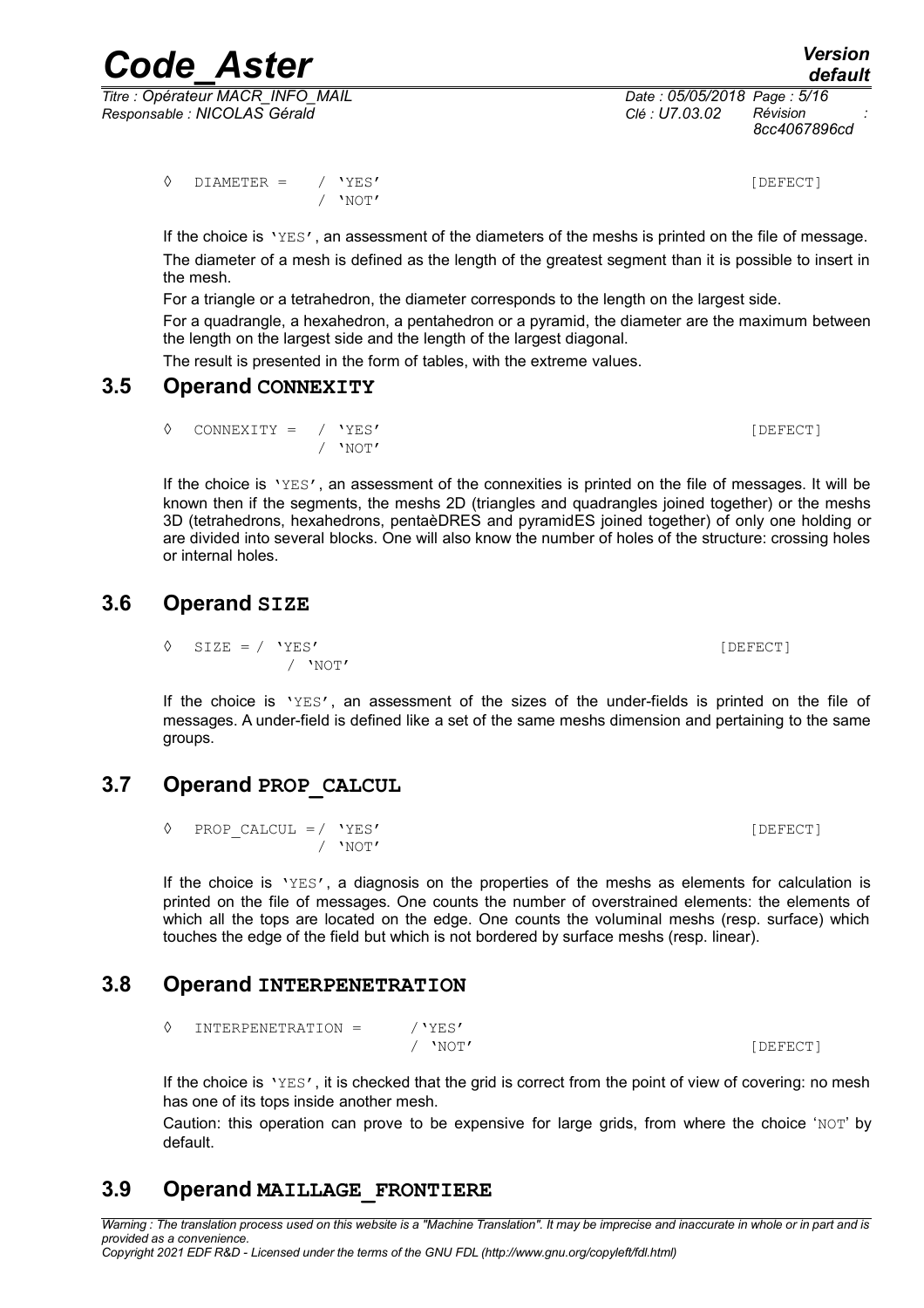```
◊  DIAMETER =    / 'YES'                                    [DEFECT]
                 / 'NOT'
```

If the choice is 'YES', an assessment of the diameters of the meshs is printed on the file of message.

The diameter of a mesh is defined as the length of the greatest segment than it is possible to insert in the mesh.

For a triangle or a tetrahedron, the diameter corresponds to the length on the largest side.

For a quadrangle, a hexahedron, a pentahedron or a pyramid, the diameter are the maximum between the length on the largest side and the length of the largest diagonal.

The result is presented in the form of tables, with the extreme values.

## 3.5 Operand CONNEXITY

```
◊  CONNEXITY =  / 'YES'                                    [DEFECT]
                / 'NOT'
```

If the choice is 'YES', an assessment of the connexities is printed on the file of messages. It will be known then if the segments, the meshs 2D (triangles and quadrangles joined together) or the meshs 3D (tetrahedrons, hexahedrons, pentaèDRES and pyramidES joined together) of only one holding or are divided into several blocks. One will also know the number of holes of the structure: crossing holes or internal holes.

## 3.6 Operand SIZE

```
◊  SIZE = / 'YES'                                          [DEFECT]
          / 'NOT'
```

If the choice is 'YES', an assessment of the sizes of the under-fields is printed on the file of messages. A under-field is defined like a set of the same meshs dimension and pertaining to the same groups.

## 3.7 Operand PROP_CALCUL

```
◊  PROP_CALCUL =/ 'YES'                                    [DEFECT]
                / 'NOT'
```

If the choice is 'YES', a diagnosis on the properties of the meshs as elements for calculation is printed on the file of messages. One counts the number of overstrained elements: the elements of which all the tops are located on the edge. One counts the voluminal meshs (resp. surface) which touches the edge of the field but which is not bordered by surface meshs (resp. linear).

## 3.8 Operand INTERPENETRATION

```
◊  INTERPENETRATION =     /'YES'
                          / 'NOT'                          [DEFECT]
```

If the choice is 'YES', it is checked that the grid is correct from the point of view of covering: no mesh has one of its tops inside another mesh.

Caution: this operation can prove to be expensive for large grids, from where the choice 'NOT' by default.

## 3.9 Operand MAILLAGE_FRONTIERE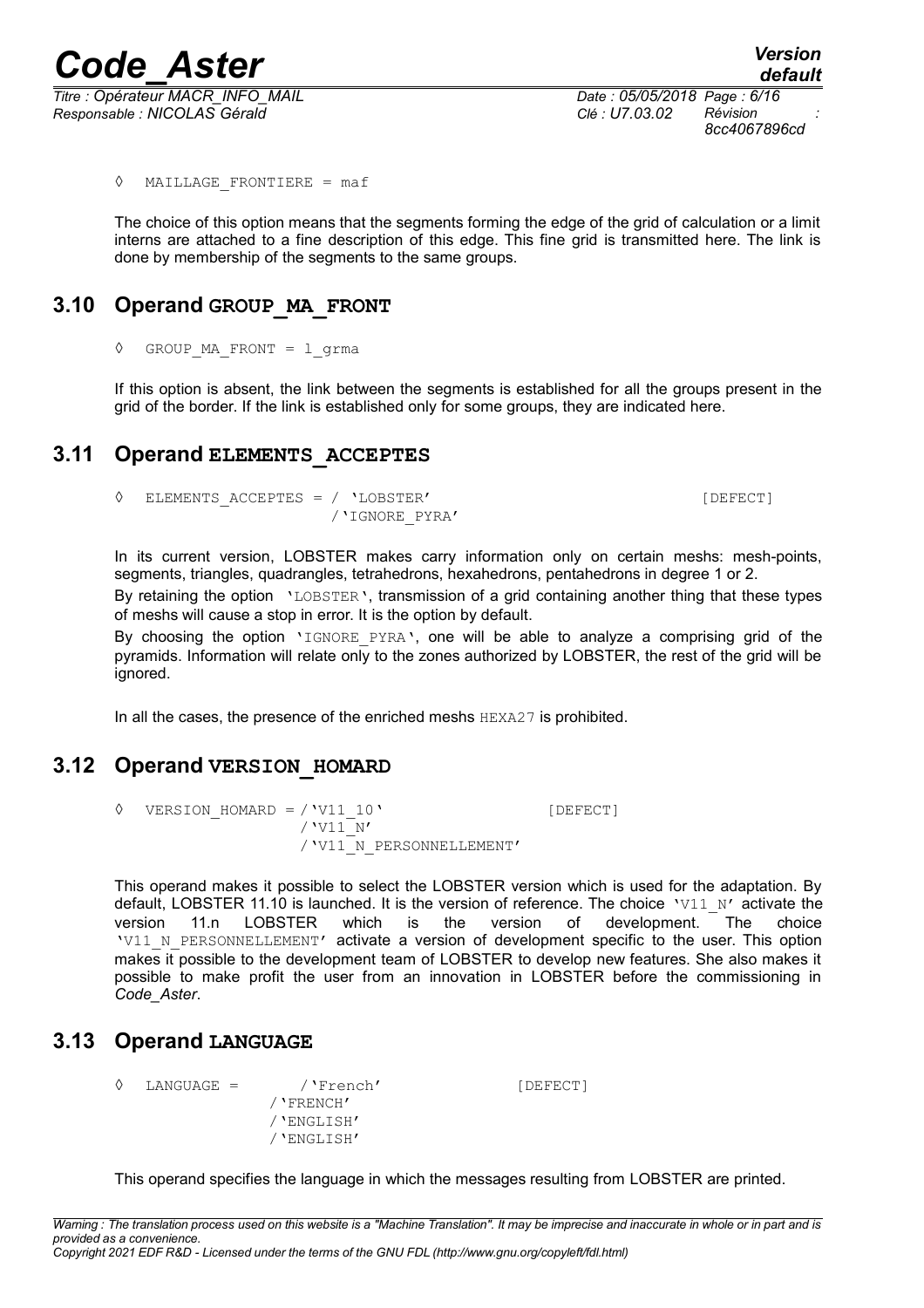◊ MAILLAGE_FRONTIERE = maf

The choice of this option means that the segments forming the edge of the grid of calculation or a limit interns are attached to a fine description of this edge. This fine grid is transmitted here. The link is done by membership of the segments to the same groups.

## 3.10 Operand GROUP_MA_FRONT

◊ GROUP_MA_FRONT = l_grma

If this option is absent, the link between the segments is established for all the groups present in the grid of the border. If the link is established only for some groups, they are indicated here.

## 3.11 Operand ELEMENTS_ACCEPTES

```
◊ ELEMENTS_ACCEPTES = / 'LOBSTER'                    [DEFECT]
                      /'IGNORE_PYRA'
```

In its current version, LOBSTER makes carry information only on certain meshs: mesh-points, segments, triangles, quadrangles, tetrahedrons, hexahedrons, pentahedrons in degree 1 or 2.

By retaining the option 'LOBSTER', transmission of a grid containing another thing that these types of meshs will cause a stop in error. It is the option by default.

By choosing the option 'IGNORE_PYRA', one will be able to analyze a comprising grid of the pyramids. Information will relate only to the zones authorized by LOBSTER, the rest of the grid will be ignored.

In all the cases, the presence of the enriched meshs HEXA27 is prohibited.

## 3.12 Operand VERSION_HOMARD

```
◊ VERSION_HOMARD = /'V11_10'                  [DEFECT]
                   /'V11_N'
                   /'V11_N_PERSONNELLEMENT'
```

This operand makes it possible to select the LOBSTER version which is used for the adaptation. By default, LOBSTER 11.10 is launched. It is the version of reference. The choice 'V11_N' activate the version 11.n LOBSTER which is the version of development. The choice 'V11_N_PERSONNELLEMENT' activate a version of development specific to the user. This option makes it possible to the development team of LOBSTER to develop new features. She also makes it possible to make profit the user from an innovation in LOBSTER before the commissioning in *Code_Aster*.

## 3.13 Operand LANGUAGE

```
◊ LANGUAGE =       /'French'              [DEFECT]
               /'FRENCH'
               /'ENGLISH'
               /'ENGLISH'
```

This operand specifies the language in which the messages resulting from LOBSTER are printed.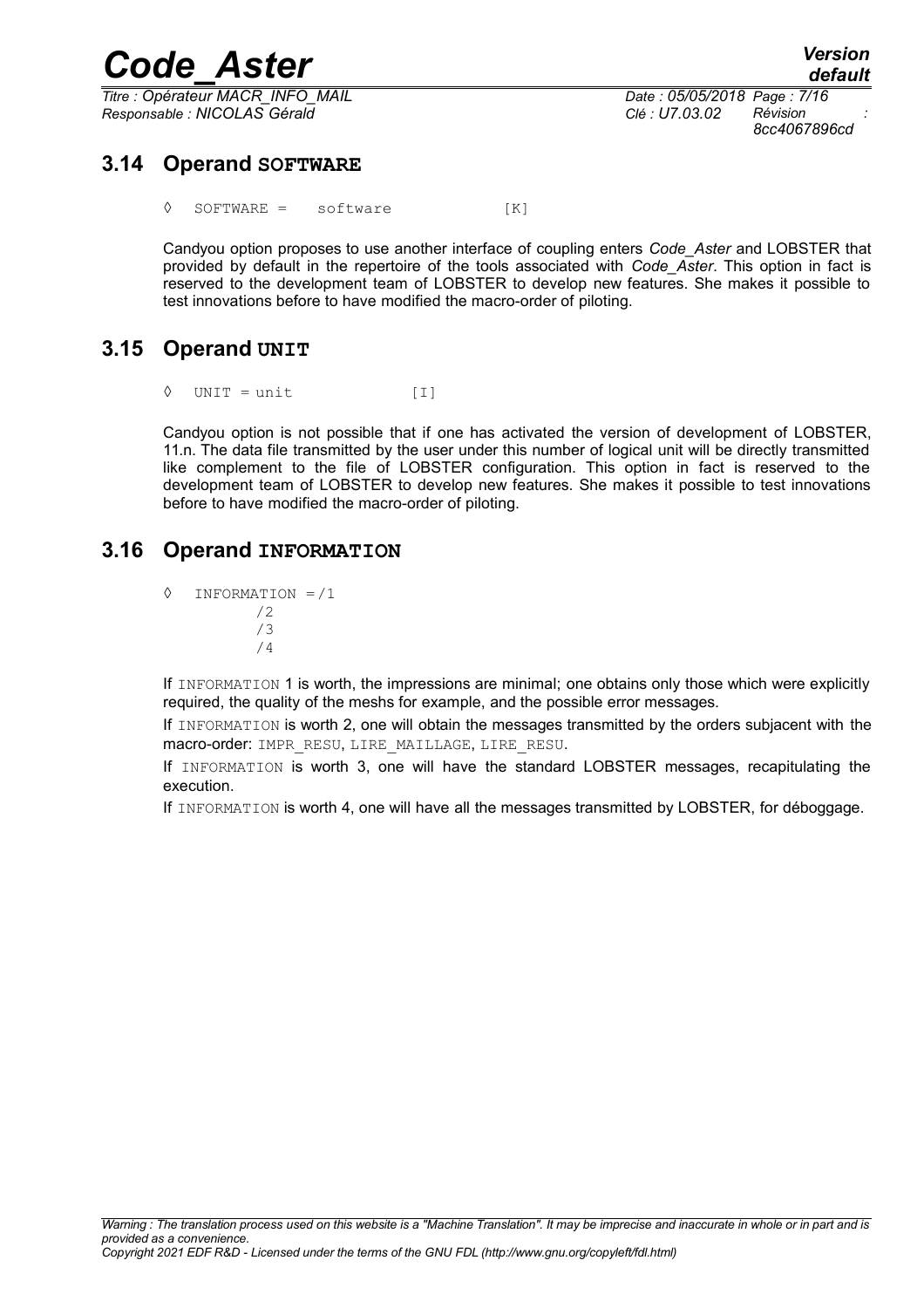## 3.14 Operand SOFTWARE

```
◊  SOFTWARE =    software           [K]
```

Candyou option proposes to use another interface of coupling enters *Code_Aster* and LOBSTER that provided by default in the repertoire of the tools associated with *Code_Aster*. This option in fact is reserved to the development team of LOBSTER to develop new features. She makes it possible to test innovations before to have modified the macro-order of piloting.

## 3.15 Operand UNIT

```
◊  UNIT = unit             [I]
```

Candyou option is not possible that if one has activated the version of development of LOBSTER, 11.n. The data file transmitted by the user under this number of logical unit will be directly transmitted like complement to the file of LOBSTER configuration. This option in fact is reserved to the development team of LOBSTER to develop new features. She makes it possible to test innovations before to have modified the macro-order of piloting.

## 3.16 Operand INFORMATION

```
◊  INFORMATION =/1
          /2
          /3
          /4
```

If INFORMATION 1 is worth, the impressions are minimal; one obtains only those which were explicitly required, the quality of the meshs for example, and the possible error messages.

If INFORMATION is worth 2, one will obtain the messages transmitted by the orders subjacent with the macro-order: IMPR_RESU, LIRE_MAILLAGE, LIRE_RESU.

If INFORMATION is worth 3, one will have the standard LOBSTER messages, recapitulating the execution.

If INFORMATION is worth 4, one will have all the messages transmitted by LOBSTER, for déboggage.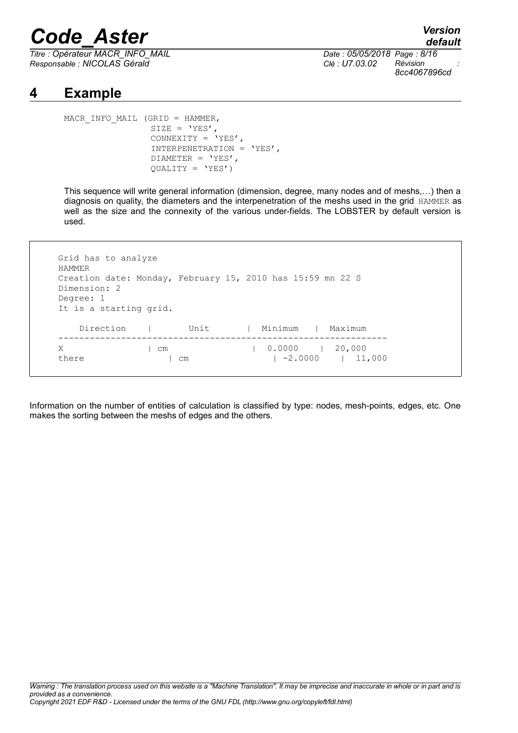# 4 Example

```
MACR_INFO_MAIL (GRID = HAMMER,
                SIZE = 'YES',
                CONNEXITY = 'YES',
                INTERPENETRATION = 'YES',
                DIAMETER = 'YES',
                QUALITY = 'YES')
```

This sequence will write general information (dimension, degree, many nodes and of meshs,…) then a diagnosis on quality, the diameters and the interpenetration of the meshs used in the grid HAMMER as well as the size and the connexity of the various under-fields. The LOBSTER by default version is used.

```
Grid has to analyze
HAMMER
Creation date: Monday, February 15, 2010 has 15:59 mn 22 S
Dimension: 2
Degree: 1
It is a starting grid.

    Direction    |       Unit       |  Minimum   |  Maximum
---------------------------------------------------------------
X               | cm                |  0.0000    |  20,000
there               | cm                |  -2.0000    |  11,000
```

Information on the number of entities of calculation is classified by type: nodes, mesh-points, edges, etc. One makes the sorting between the meshs of edges and the others.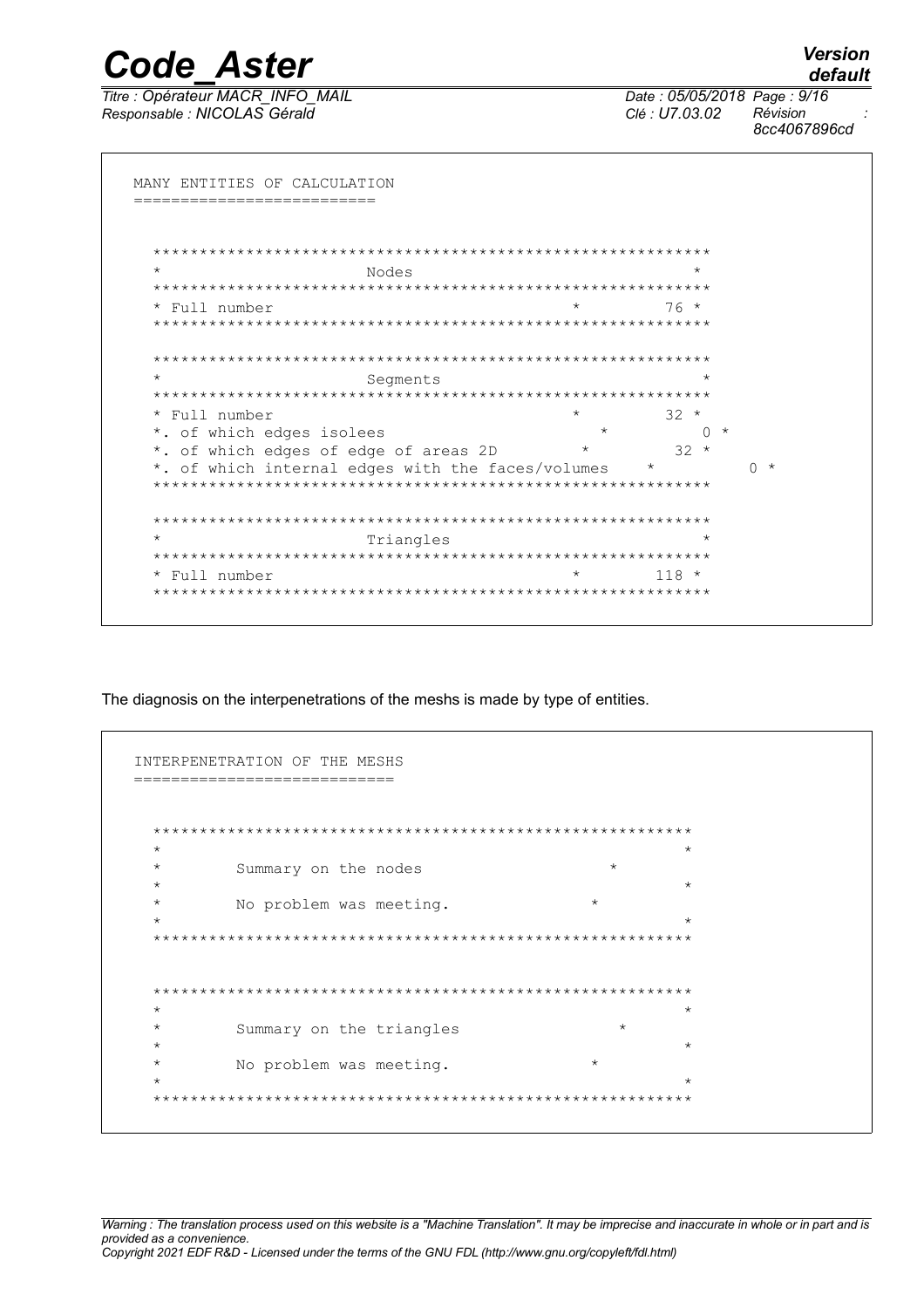```
MANY ENTITIES OF CALCULATION
==========================


  ************************************************************
  *                    Nodes                                 *
  ************************************************************
  * Full number                                  *        76 *
  ************************************************************

  ************************************************************
  *                    Segments                              *
  ************************************************************
  * Full number                                  *        32 *
  *. of which edges isolees                        *          0 *
  *. of which edges of edge of areas 2D          *        32 *
  *. of which internal edges with the faces/volumes    *          0 *
  ************************************************************

  ************************************************************
  *                    Triangles                             *
  ************************************************************
  * Full number                                  *       118 *
  ************************************************************
```

The diagnosis on the interpenetrations of the meshs is made by type of entities.

```
INTERPENETRATION OF THE MESHS
============================


  **********************************************************
  *                                                        *
  *        Summary on the nodes                      *
  *                                                        *
  *        No problem was meeting.              *
  *                                                        *
  **********************************************************


  **********************************************************
  *                                                        *
  *        Summary on the triangles                  *
  *                                                        *
  *        No problem was meeting.              *
  *                                                        *
  **********************************************************
```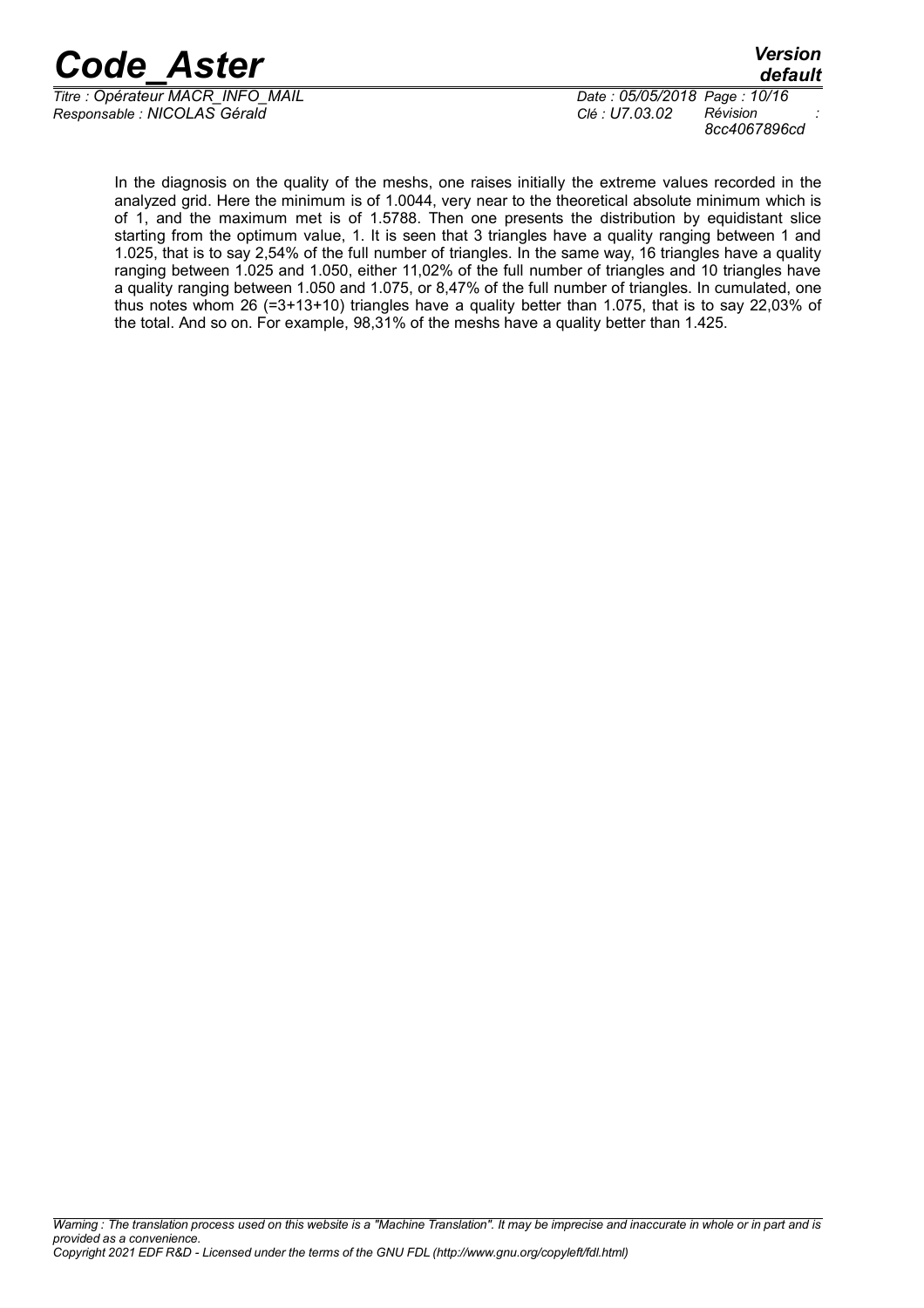In the diagnosis on the quality of the meshs, one raises initially the extreme values recorded in the analyzed grid. Here the minimum is of 1.0044, very near to the theoretical absolute minimum which is of 1, and the maximum met is of 1.5788. Then one presents the distribution by equidistant slice starting from the optimum value, 1. It is seen that 3 triangles have a quality ranging between 1 and 1.025, that is to say 2,54% of the full number of triangles. In the same way, 16 triangles have a quality ranging between 1.025 and 1.050, either 11,02% of the full number of triangles and 10 triangles have a quality ranging between 1.050 and 1.075, or 8,47% of the full number of triangles. In cumulated, one thus notes whom 26 (=3+13+10) triangles have a quality better than 1.075, that is to say 22,03% of the total. And so on. For example, 98,31% of the meshs have a quality better than 1.425.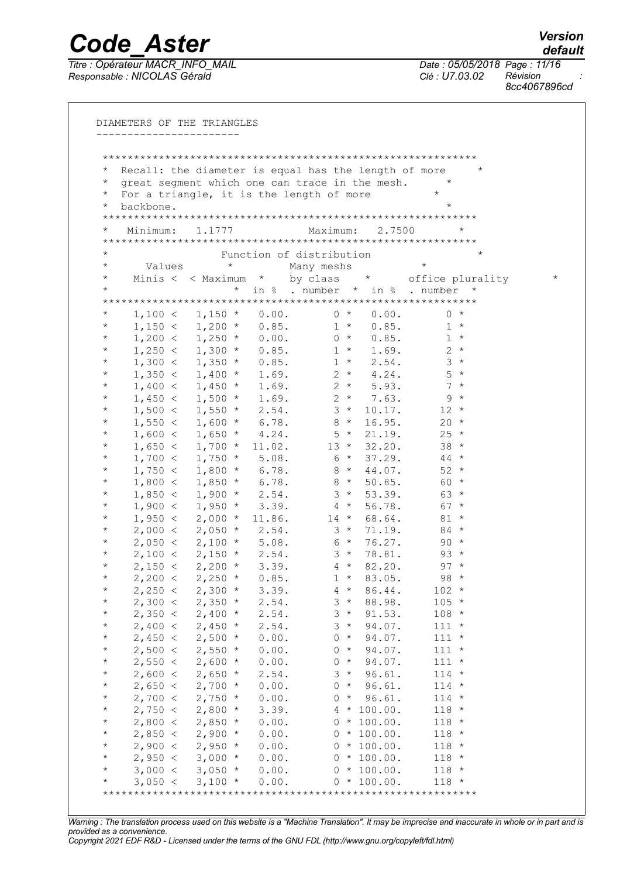```
DIAMETERS OF THE TRIANGLES
-----------------------

 ***********************************************************
 *  Recall: the diameter is equal has the length of more     *
 *  great segment which one can trace in the mesh.      *
 *  For a triangle, it is the length of more          *
 *  backbone.                                          *
 ***********************************************************
 *   Minimum:   1.1777           Maximum:   2.7500       *
 ***********************************************************
 *                    Function of distribution                  *
 *      Values        *         Many meshs           *
 *    Minis <  < Maximum  *    by class    *      office plurality        *
 *                    *  in % . number  *  in %  . number  *
 ***********************************************************
 *     1,100 <   1,150 *   0.00.       0 *   0.00.       0 *
 *     1,150 <   1,200 *   0.85.       1 *   0.85.       1 *
 *     1,200 <   1,250 *   0.00.       0 *   0.85.       1 *
 *     1,250 <   1,300 *   0.85.       1 *   1.69.       2 *
 *     1,300 <   1,350 *   0.85.       1 *   2.54.       3 *
 *     1,350 <   1,400 *   1.69.       2 *   4.24.       5 *
 *     1,400 <   1,450 *   1.69.       2 *   5.93.       7 *
 *     1,450 <   1,500 *   1.69.       2 *   7.63.       9 *
 *     1,500 <   1,550 *   2.54.       3 *  10.17.      12 *
 *     1,550 <   1,600 *   6.78.       8 *  16.95.      20 *
 *     1,600 <   1,650 *   4.24.       5 *  21.19.      25 *
 *     1,650 <   1,700 *  11.02.      13 *  32.20.      38 *
 *     1,700 <   1,750 *   5.08.       6 *  37.29.      44 *
 *     1,750 <   1,800 *   6.78.       8 *  44.07.      52 *
 *     1,800 <   1,850 *   6.78.       8 *  50.85.      60 *
 *     1,850 <   1,900 *   2.54.       3 *  53.39.      63 *
 *     1,900 <   1,950 *   3.39.       4 *  56.78.      67 *
 *     1,950 <   2,000 *  11.86.      14 *  68.64.      81 *
 *     2,000 <   2,050 *   2.54.       3 *  71.19.      84 *
 *     2,050 <   2,100 *   5.08.       6 *  76.27.      90 *
 *     2,100 <   2,150 *   2.54.       3 *  78.81.      93 *
 *     2,150 <   2,200 *   3.39.       4 *  82.20.      97 *
 *     2,200 <   2,250 *   0.85.       1 *  83.05.      98 *
 *     2,250 <   2,300 *   3.39.       4 *  86.44.     102 *
 *     2,300 <   2,350 *   2.54.       3 *  88.98.     105 *
 *     2,350 <   2,400 *   2.54.       3 *  91.53.     108 *
 *     2,400 <   2,450 *   2.54.       3 *  94.07.     111 *
 *     2,450 <   2,500 *   0.00.       0 *  94.07.     111 *
 *     2,500 <   2,550 *   0.00.       0 *  94.07.     111 *
 *     2,550 <   2,600 *   0.00.       0 *  94.07.     111 *
 *     2,600 <   2,650 *   2.54.       3 *  96.61.     114 *
 *     2,650 <   2,700 *   0.00.       0 *  96.61.     114 *
 *     2,700 <   2,750 *   0.00.       0 *  96.61.     114 *
 *     2,750 <   2,800 *   3.39.       4 * 100.00.     118 *
 *     2,800 <   2,850 *   0.00.       0 * 100.00.     118 *
 *     2,850 <   2,900 *   0.00.       0 * 100.00.     118 *
 *     2,900 <   2,950 *   0.00.       0 * 100.00.     118 *
 *     2,950 <   3,000 *   0.00.       0 * 100.00.     118 *
 *     3,000 <   3,050 *   0.00.       0 * 100.00.     118 *
 *     3,050 <   3,100 *   0.00.       0 * 100.00.     118 *
 ***********************************************************
```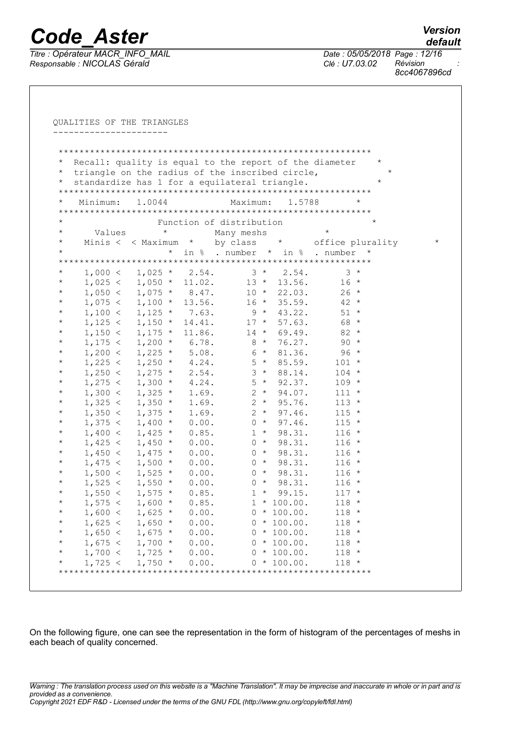```
QUALITIES OF THE TRIANGLES
----------------------

************************************************************
*  Recall: quality is equal to the report of the diameter    *
*  triangle on the radius of the inscribed circle,            *
*  standardize has 1 for a equilateral triangle.             *
************************************************************
*   Minimum:   1.0044            Maximum:   1.5788        *
************************************************************
*                  Function of distribution                 *
*       Values       *        Many meshs           *
*     Minis <  < Maximum  *    by class    *     office plurality       *
*                     *  in %  . number  *  in %  . number  *
************************************************************
*     1,000 <   1,025 *   2.54.      3 *   2.54.       3 *
*     1,025 <   1,050 *  11.02.     13 *  13.56.      16 *
*     1,050 <   1,075 *   8.47.     10 *  22.03.      26 *
*     1,075 <   1,100 *  13.56.     16 *  35.59.      42 *
*     1,100 <   1,125 *   7.63.      9 *  43.22.      51 *
*     1,125 <   1,150 *  14.41.     17 *  57.63.      68 *
*     1,150 <   1,175 *  11.86.     14 *  69.49.      82 *
*     1,175 <   1,200 *   6.78.      8 *  76.27.      90 *
*     1,200 <   1,225 *   5.08.      6 *  81.36.      96 *
*     1,225 <   1,250 *   4.24.      5 *  85.59.     101 *
*     1,250 <   1,275 *   2.54.      3 *  88.14.     104 *
*     1,275 <   1,300 *   4.24.      5 *  92.37.     109 *
*     1,300 <   1,325 *   1.69.      2 *  94.07.     111 *
*     1,325 <   1,350 *   1.69.      2 *  95.76.     113 *
*     1,350 <   1,375 *   1.69.      2 *  97.46.     115 *
*     1,375 <   1,400 *   0.00.      0 *  97.46.     115 *
*     1,400 <   1,425 *   0.85.      1 *  98.31.     116 *
*     1,425 <   1,450 *   0.00.      0 *  98.31.     116 *
*     1,450 <   1,475 *   0.00.      0 *  98.31.     116 *
*     1,475 <   1,500 *   0.00.      0 *  98.31.     116 *
*     1,500 <   1,525 *   0.00.      0 *  98.31.     116 *
*     1,525 <   1,550 *   0.00.      0 *  98.31.     116 *
*     1,550 <   1,575 *   0.85.      1 *  99.15.     117 *
*     1,575 <   1,600 *   0.85.      1 * 100.00.     118 *
*     1,600 <   1,625 *   0.00.      0 * 100.00.     118 *
*     1,625 <   1,650 *   0.00.      0 * 100.00.     118 *
*     1,650 <   1,675 *   0.00.      0 * 100.00.     118 *
*     1,675 <   1,700 *   0.00.      0 * 100.00.     118 *
*     1,700 <   1,725 *   0.00.      0 * 100.00.     118 *
*     1,725 <   1,750 *   0.00.      0 * 100.00.     118 *
************************************************************
```

On the following figure, one can see the representation in the form of histogram of the percentages of meshs in each beach of quality concerned.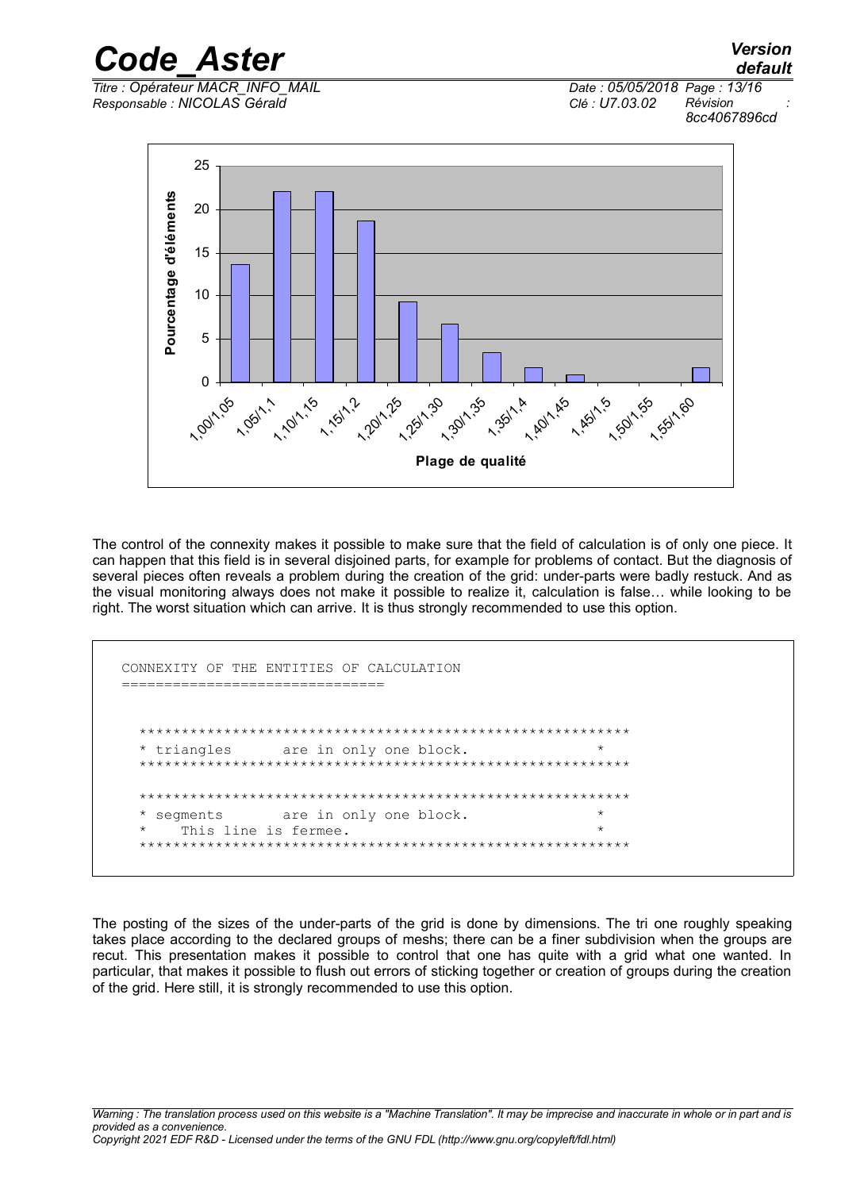The control of the connexity makes it possible to make sure that the field of calculation is of only one piece. It can happen that this field is in several disjoined parts, for example for problems of contact. But the diagnosis of several pieces often reveals a problem during the creation of the grid: under-parts were badly restuck. And as the visual monitoring always does not make it possible to realize it, calculation is false… while looking to be right. The worst situation which can arrive. It is thus strongly recommended to use this option.

```
CONNEXITY OF THE ENTITIES OF CALCULATION
==============================


  ********************************************************
  * triangles      are in only one block.              *
  ********************************************************

  ********************************************************
  * segments       are in only one block.              *
  *    This line is fermee.                            *
  ********************************************************
```

The posting of the sizes of the under-parts of the grid is done by dimensions. The tri one roughly speaking takes place according to the declared groups of meshs; there can be a finer subdivision when the groups are recut. This presentation makes it possible to control that one has quite with a grid what one wanted. In particular, that makes it possible to flush out errors of sticking together or creation of groups during the creation of the grid. Here still, it is strongly recommended to use this option.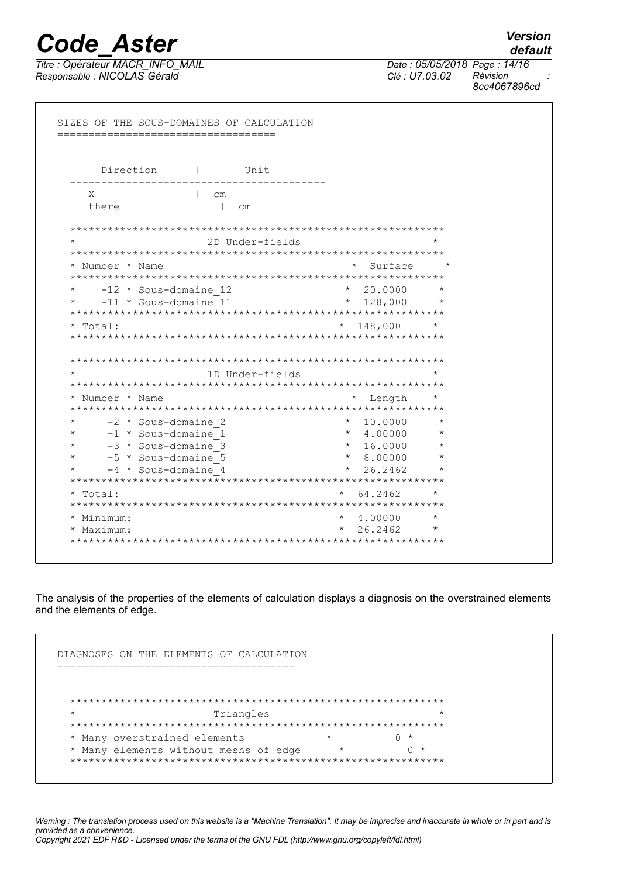```
SIZES OF THE SOUS-DOMAINES OF CALCULATION
==================================


      Direction      |       Unit
   ----------------------------------------
     X               |  cm
     there             |  cm

  ************************************************************
  *                   2D Under-fields                        *
  ************************************************************
  * Number * Name                            *  Surface     *
  ************************************************************
  *    -12 * Sous-domaine_12                 *  20.0000     *
  *    -11 * Sous-domaine_11                 *  128,000     *
  ************************************************************
  * Total:                                   *  148,000     *
  ************************************************************

  ************************************************************
  *                   1D Under-fields                        *
  ************************************************************
  * Number * Name                            *  Length    *
  ************************************************************
  *     -2 * Sous-domaine_2                  *  10.0000     *
  *     -1 * Sous-domaine_1                  *  4.00000     *
  *     -3 * Sous-domaine_3                  *  16.0000     *
  *     -5 * Sous-domaine_5                  *  8.00000     *
  *     -4 * Sous-domaine_4                  *  26.2462     *
  ************************************************************
  * Total:                                   *  64.2462     *
  ************************************************************
  * Minimum:                                 *  4.00000     *
  * Maximum:                                 *  26.2462     *
  ************************************************************
```

The analysis of the properties of the elements of calculation displays a diagnosis on the overstrained elements and the elements of edge.

```
DIAGNOSES ON THE ELEMENTS OF CALCULATION
======================================


  ************************************************************
  *                    Triangles                             *
  ************************************************************
  * Many overstrained elements             *          0 *
  * Many elements without meshs of edge      *          0 *
  ************************************************************
```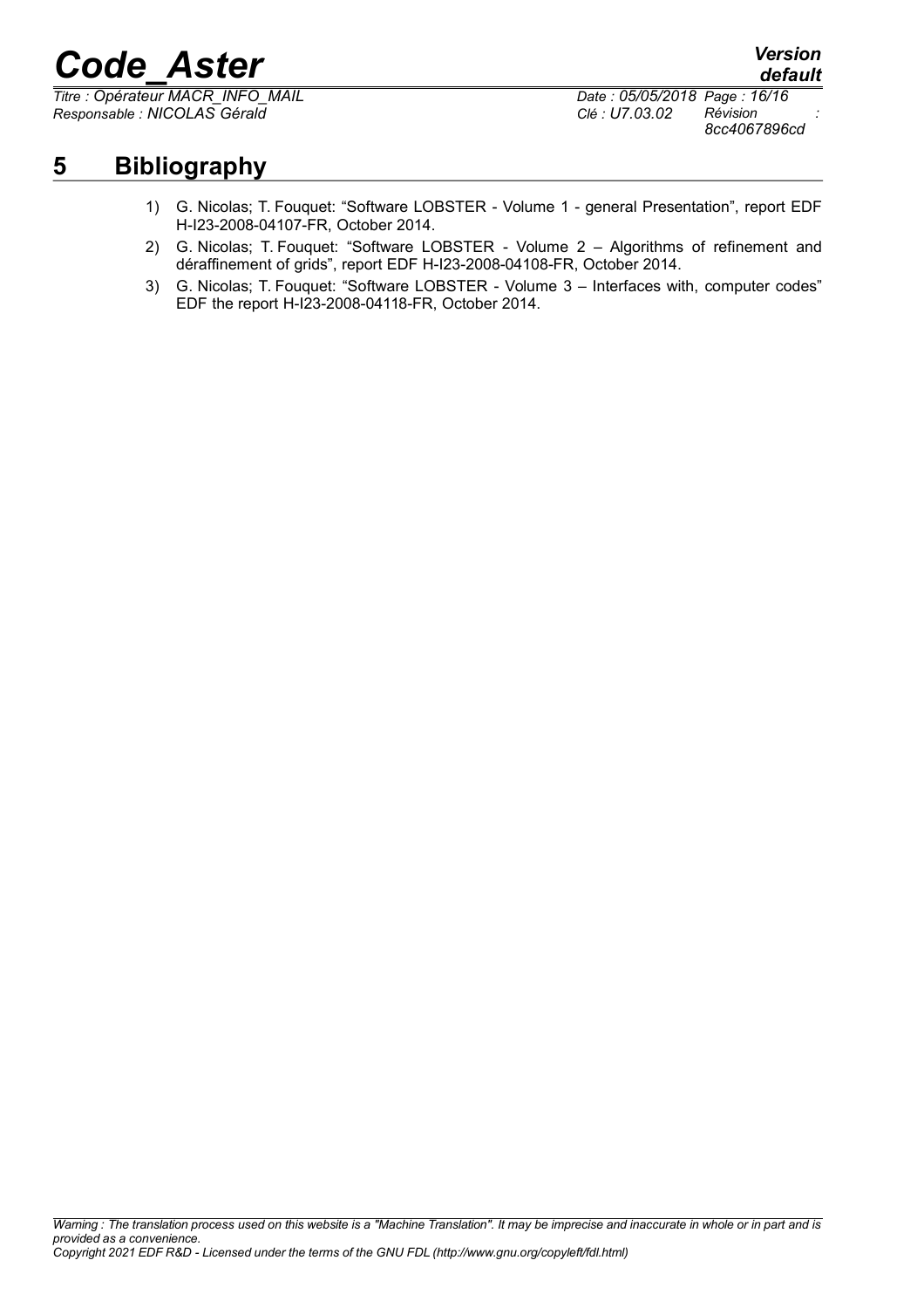# 5 Bibliography

1) G. Nicolas; T. Fouquet: “Software LOBSTER - Volume 1 - general Presentation”, report EDF H-I23-2008-04107-FR, October 2014.
2) G. Nicolas; T. Fouquet: “Software LOBSTER - Volume 2 – Algorithms of refinement and déraffinement of grids”, report EDF H-I23-2008-04108-FR, October 2014.
3) G. Nicolas; T. Fouquet: “Software LOBSTER - Volume 3 – Interfaces with, computer codes” EDF the report H-I23-2008-04118-FR, October 2014.